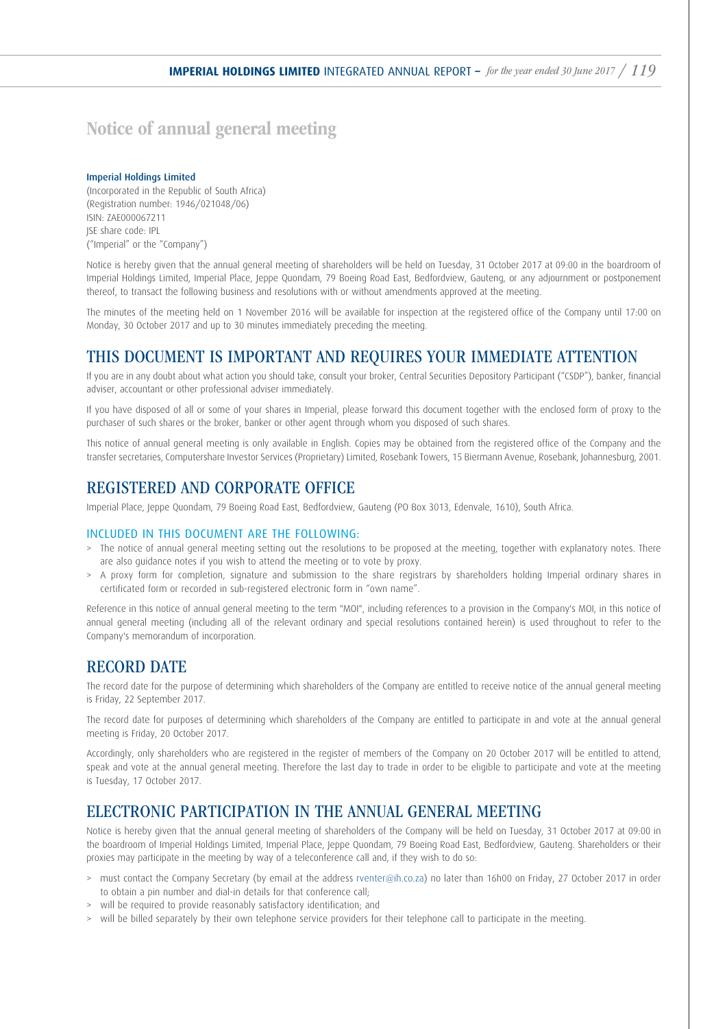# Notice of annual general meeting

**Imperial Holdings Limited**
(Incorporated in the Republic of South Africa)
(Registration number: 1946/021048/06)
ISIN: ZAE000067211
JSE share code: IPL
("Imperial" or the "Company")

Notice is hereby given that the annual general meeting of shareholders will be held on Tuesday, 31 October 2017 at 09:00 in the boardroom of Imperial Holdings Limited, Imperial Place, Jeppe Quondam, 79 Boeing Road East, Bedfordview, Gauteng, or any adjournment or postponement thereof, to transact the following business and resolutions with or without amendments approved at the meeting.

The minutes of the meeting held on 1 November 2016 will be available for inspection at the registered office of the Company until 17:00 on Monday, 30 October 2017 and up to 30 minutes immediately preceding the meeting.

## THIS DOCUMENT IS IMPORTANT AND REQUIRES YOUR IMMEDIATE ATTENTION

If you are in any doubt about what action you should take, consult your broker, Central Securities Depository Participant ("CSDP"), banker, financial adviser, accountant or other professional adviser immediately.

If you have disposed of all or some of your shares in Imperial, please forward this document together with the enclosed form of proxy to the purchaser of such shares or the broker, banker or other agent through whom you disposed of such shares.

This notice of annual general meeting is only available in English. Copies may be obtained from the registered office of the Company and the transfer secretaries, Computershare Investor Services (Proprietary) Limited, Rosebank Towers, 15 Biermann Avenue, Rosebank, Johannesburg, 2001.

## REGISTERED AND CORPORATE OFFICE

Imperial Place, Jeppe Quondam, 79 Boeing Road East, Bedfordview, Gauteng (PO Box 3013, Edenvale, 1610), South Africa.

### INCLUDED IN THIS DOCUMENT ARE THE FOLLOWING:

- The notice of annual general meeting setting out the resolutions to be proposed at the meeting, together with explanatory notes. There are also guidance notes if you wish to attend the meeting or to vote by proxy.
- A proxy form for completion, signature and submission to the share registrars by shareholders holding Imperial ordinary shares in certificated form or recorded in sub-registered electronic form in "own name".

Reference in this notice of annual general meeting to the term "MOI", including references to a provision in the Company's MOI, in this notice of annual general meeting (including all of the relevant ordinary and special resolutions contained herein) is used throughout to refer to the Company's memorandum of incorporation.

## RECORD DATE

The record date for the purpose of determining which shareholders of the Company are entitled to receive notice of the annual general meeting is Friday, 22 September 2017.

The record date for purposes of determining which shareholders of the Company are entitled to participate in and vote at the annual general meeting is Friday, 20 October 2017.

Accordingly, only shareholders who are registered in the register of members of the Company on 20 October 2017 will be entitled to attend, speak and vote at the annual general meeting. Therefore the last day to trade in order to be eligible to participate and vote at the meeting is Tuesday, 17 October 2017.

## ELECTRONIC PARTICIPATION IN THE ANNUAL GENERAL MEETING

Notice is hereby given that the annual general meeting of shareholders of the Company will be held on Tuesday, 31 October 2017 at 09:00 in the boardroom of Imperial Holdings Limited, Imperial Place, Jeppe Quondam, 79 Boeing Road East, Bedfordview, Gauteng. Shareholders or their proxies may participate in the meeting by way of a teleconference call and, if they wish to do so:

- must contact the Company Secretary (by email at the address rventer@ih.co.za) no later than 16h00 on Friday, 27 October 2017 in order to obtain a pin number and dial-in details for that conference call;
- will be required to provide reasonably satisfactory identification; and
- will be billed separately by their own telephone service providers for their telephone call to participate in the meeting.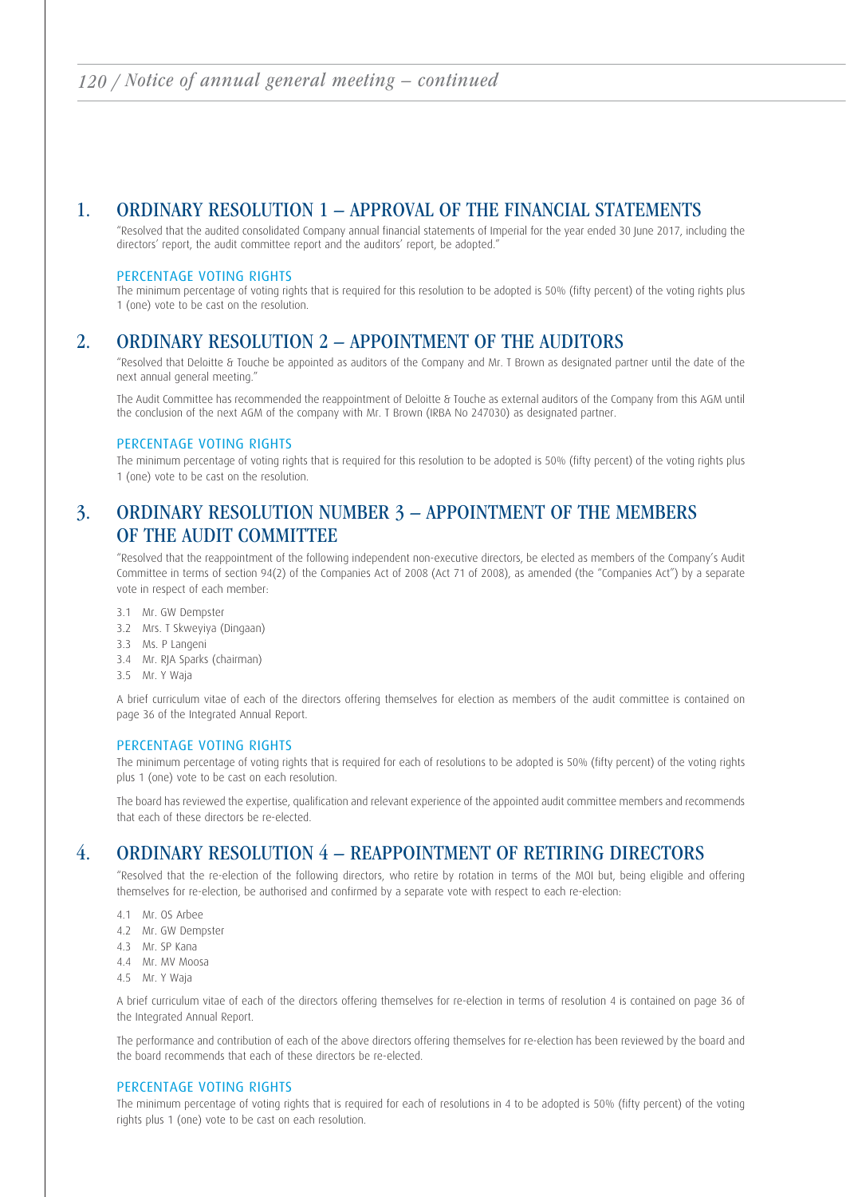## 1. ORDINARY RESOLUTION 1 – APPROVAL OF THE FINANCIAL STATEMENTS

"Resolved that the audited consolidated Company annual financial statements of Imperial for the year ended 30 June 2017, including the directors' report, the audit committee report and the auditors' report, be adopted."

### PERCENTAGE VOTING RIGHTS

The minimum percentage of voting rights that is required for this resolution to be adopted is 50% (fifty percent) of the voting rights plus 1 (one) vote to be cast on the resolution.

## 2. ORDINARY RESOLUTION 2 – APPOINTMENT OF THE AUDITORS

"Resolved that Deloitte & Touche be appointed as auditors of the Company and Mr. T Brown as designated partner until the date of the next annual general meeting."

The Audit Committee has recommended the reappointment of Deloitte & Touche as external auditors of the Company from this AGM until the conclusion of the next AGM of the company with Mr. T Brown (IRBA No 247030) as designated partner.

### PERCENTAGE VOTING RIGHTS

The minimum percentage of voting rights that is required for this resolution to be adopted is 50% (fifty percent) of the voting rights plus 1 (one) vote to be cast on the resolution.

## 3. ORDINARY RESOLUTION NUMBER 3 – APPOINTMENT OF THE MEMBERS OF THE AUDIT COMMITTEE

"Resolved that the reappointment of the following independent non-executive directors, be elected as members of the Company's Audit Committee in terms of section 94(2) of the Companies Act of 2008 (Act 71 of 2008), as amended (the "Companies Act") by a separate vote in respect of each member:

3.1 Mr. GW Dempster
3.2 Mrs. T Skweyiya (Dingaan)
3.3 Ms. P Langeni
3.4 Mr. RJA Sparks (chairman)
3.5 Mr. Y Waja

A brief curriculum vitae of each of the directors offering themselves for election as members of the audit committee is contained on page 36 of the Integrated Annual Report.

### PERCENTAGE VOTING RIGHTS

The minimum percentage of voting rights that is required for each of resolutions to be adopted is 50% (fifty percent) of the voting rights plus 1 (one) vote to be cast on each resolution.

The board has reviewed the expertise, qualification and relevant experience of the appointed audit committee members and recommends that each of these directors be re-elected.

## 4. ORDINARY RESOLUTION 4 – REAPPOINTMENT OF RETIRING DIRECTORS

"Resolved that the re-election of the following directors, who retire by rotation in terms of the MOI but, being eligible and offering themselves for re-election, be authorised and confirmed by a separate vote with respect to each re-election:

4.1 Mr. OS Arbee
4.2 Mr. GW Dempster
4.3 Mr. SP Kana
4.4 Mr. MV Moosa
4.5 Mr. Y Waja

A brief curriculum vitae of each of the directors offering themselves for re-election in terms of resolution 4 is contained on page 36 of the Integrated Annual Report.

The performance and contribution of each of the above directors offering themselves for re-election has been reviewed by the board and the board recommends that each of these directors be re-elected.

### PERCENTAGE VOTING RIGHTS

The minimum percentage of voting rights that is required for each of resolutions in 4 to be adopted is 50% (fifty percent) of the voting rights plus 1 (one) vote to be cast on each resolution.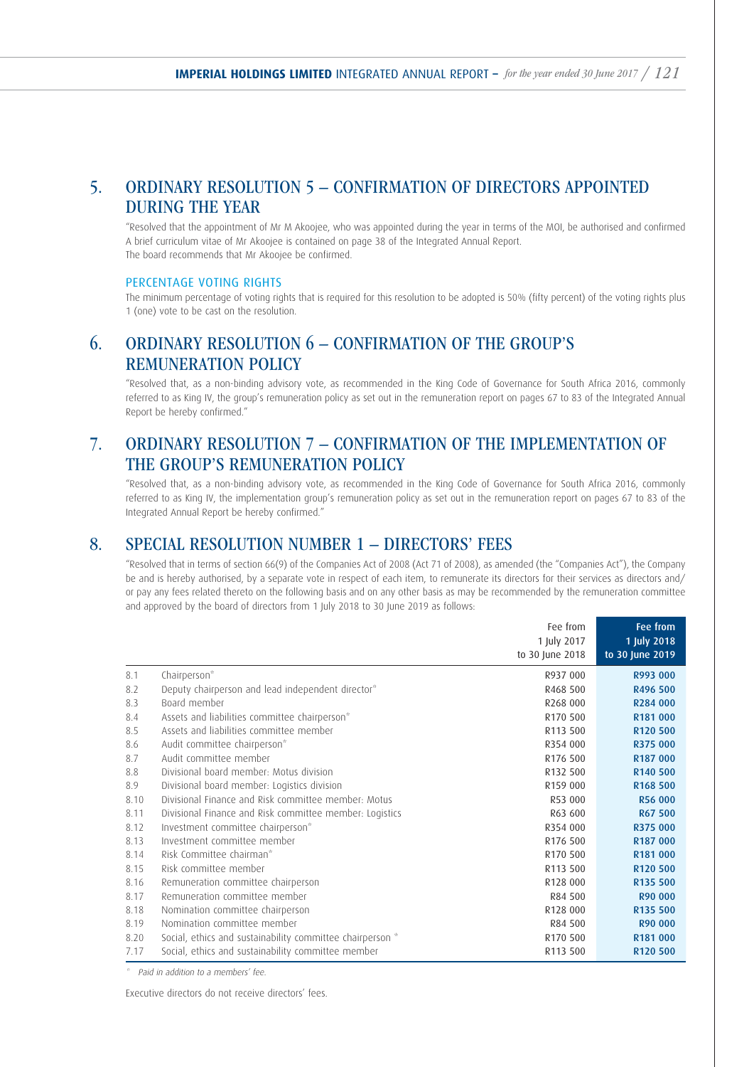## 5. ORDINARY RESOLUTION 5 – CONFIRMATION OF DIRECTORS APPOINTED DURING THE YEAR

"Resolved that the appointment of Mr M Akoojee, who was appointed during the year in terms of the MOI, be authorised and confirmed A brief curriculum vitae of Mr Akoojee is contained on page 38 of the Integrated Annual Report.
The board recommends that Mr Akoojee be confirmed.

### PERCENTAGE VOTING RIGHTS

The minimum percentage of voting rights that is required for this resolution to be adopted is 50% (fifty percent) of the voting rights plus 1 (one) vote to be cast on the resolution.

## 6. ORDINARY RESOLUTION 6 – CONFIRMATION OF THE GROUP'S REMUNERATION POLICY

"Resolved that, as a non-binding advisory vote, as recommended in the King Code of Governance for South Africa 2016, commonly referred to as King IV, the group's remuneration policy as set out in the remuneration report on pages 67 to 83 of the Integrated Annual Report be hereby confirmed."

## 7. ORDINARY RESOLUTION 7 – CONFIRMATION OF THE IMPLEMENTATION OF THE GROUP'S REMUNERATION POLICY

"Resolved that, as a non-binding advisory vote, as recommended in the King Code of Governance for South Africa 2016, commonly referred to as King IV, the implementation group's remuneration policy as set out in the remuneration report on pages 67 to 83 of the Integrated Annual Report be hereby confirmed."

## 8. SPECIAL RESOLUTION NUMBER 1 – DIRECTORS' FEES

"Resolved that in terms of section 66(9) of the Companies Act of 2008 (Act 71 of 2008), as amended (the "Companies Act"), the Company be and is hereby authorised, by a separate vote in respect of each item, to remunerate its directors for their services as directors and/or pay any fees related thereto on the following basis and on any other basis as may be recommended by the remuneration committee and approved by the board of directors from 1 July 2018 to 30 June 2019 as follows:

| | | Fee from 1 July 2017 to 30 June 2018 | Fee from 1 July 2018 to 30 June 2019 |
|---|---|---|---|
| 8.1 | Chairperson* | R937 000 | **R993 000** |
| 8.2 | Deputy chairperson and lead independent director* | R468 500 | **R496 500** |
| 8.3 | Board member | R268 000 | **R284 000** |
| 8.4 | Assets and liabilities committee chairperson* | R170 500 | **R181 000** |
| 8.5 | Assets and liabilities committee member | R113 500 | **R120 500** |
| 8.6 | Audit committee chairperson* | R354 000 | **R375 000** |
| 8.7 | Audit committee member | R176 500 | **R187 000** |
| 8.8 | Divisional board member: Motus division | R132 500 | **R140 500** |
| 8.9 | Divisional board member: Logistics division | R159 000 | **R168 500** |
| 8.10 | Divisional Finance and Risk committee member: Motus | R53 000 | **R56 000** |
| 8.11 | Divisional Finance and Risk committee member: Logistics | R63 600 | **R67 500** |
| 8.12 | Investment committee chairperson* | R354 000 | **R375 000** |
| 8.13 | Investment committee member | R176 500 | **R187 000** |
| 8.14 | Risk Committee chairman* | R170 500 | **R181 000** |
| 8.15 | Risk committee member | R113 500 | **R120 500** |
| 8.16 | Remuneration committee chairperson | R128 000 | **R135 500** |
| 8.17 | Remuneration committee member | R84 500 | **R90 000** |
| 8.18 | Nomination committee chairperson | R128 000 | **R135 500** |
| 8.19 | Nomination committee member | R84 500 | **R90 000** |
| 8.20 | Social, ethics and sustainability committee chairperson * | R170 500 | **R181 000** |
| 7.17 | Social, ethics and sustainability committee member | R113 500 | **R120 500** |

\* *Paid in addition to a members' fee.*

Executive directors do not receive directors' fees.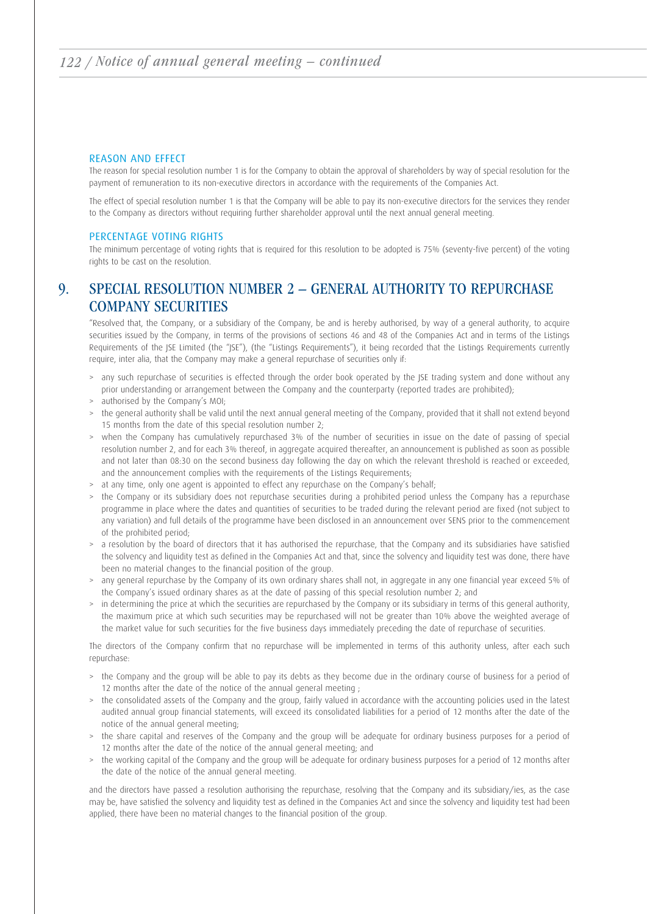#### REASON AND EFFECT

The reason for special resolution number 1 is for the Company to obtain the approval of shareholders by way of special resolution for the payment of remuneration to its non-executive directors in accordance with the requirements of the Companies Act.

The effect of special resolution number 1 is that the Company will be able to pay its non-executive directors for the services they render to the Company as directors without requiring further shareholder approval until the next annual general meeting.

#### PERCENTAGE VOTING RIGHTS

The minimum percentage of voting rights that is required for this resolution to be adopted is 75% (seventy-five percent) of the voting rights to be cast on the resolution.

## 9. SPECIAL RESOLUTION NUMBER 2 – GENERAL AUTHORITY TO REPURCHASE COMPANY SECURITIES

"Resolved that, the Company, or a subsidiary of the Company, be and is hereby authorised, by way of a general authority, to acquire securities issued by the Company, in terms of the provisions of sections 46 and 48 of the Companies Act and in terms of the Listings Requirements of the JSE Limited (the "JSE"), (the "Listings Requirements"), it being recorded that the Listings Requirements currently require, inter alia, that the Company may make a general repurchase of securities only if:

> any such repurchase of securities is effected through the order book operated by the JSE trading system and done without any prior understanding or arrangement between the Company and the counterparty (reported trades are prohibited);

> authorised by the Company's MOI;

> the general authority shall be valid until the next annual general meeting of the Company, provided that it shall not extend beyond 15 months from the date of this special resolution number 2;

> when the Company has cumulatively repurchased 3% of the number of securities in issue on the date of passing of special resolution number 2, and for each 3% thereof, in aggregate acquired thereafter, an announcement is published as soon as possible and not later than 08:30 on the second business day following the day on which the relevant threshold is reached or exceeded, and the announcement complies with the requirements of the Listings Requirements;

> at any time, only one agent is appointed to effect any repurchase on the Company's behalf;

> the Company or its subsidiary does not repurchase securities during a prohibited period unless the Company has a repurchase programme in place where the dates and quantities of securities to be traded during the relevant period are fixed (not subject to any variation) and full details of the programme have been disclosed in an announcement over SENS prior to the commencement of the prohibited period;

> a resolution by the board of directors that it has authorised the repurchase, that the Company and its subsidiaries have satisfied the solvency and liquidity test as defined in the Companies Act and that, since the solvency and liquidity test was done, there have been no material changes to the financial position of the group.

> any general repurchase by the Company of its own ordinary shares shall not, in aggregate in any one financial year exceed 5% of the Company's issued ordinary shares as at the date of passing of this special resolution number 2; and

> in determining the price at which the securities are repurchased by the Company or its subsidiary in terms of this general authority, the maximum price at which such securities may be repurchased will not be greater than 10% above the weighted average of the market value for such securities for the five business days immediately preceding the date of repurchase of securities.

The directors of the Company confirm that no repurchase will be implemented in terms of this authority unless, after each such repurchase:

> the Company and the group will be able to pay its debts as they become due in the ordinary course of business for a period of 12 months after the date of the notice of the annual general meeting ;

> the consolidated assets of the Company and the group, fairly valued in accordance with the accounting policies used in the latest audited annual group financial statements, will exceed its consolidated liabilities for a period of 12 months after the date of the notice of the annual general meeting;

> the share capital and reserves of the Company and the group will be adequate for ordinary business purposes for a period of 12 months after the date of the notice of the annual general meeting; and

> the working capital of the Company and the group will be adequate for ordinary business purposes for a period of 12 months after the date of the notice of the annual general meeting.

and the directors have passed a resolution authorising the repurchase, resolving that the Company and its subsidiary/ies, as the case may be, have satisfied the solvency and liquidity test as defined in the Companies Act and since the solvency and liquidity test had been applied, there have been no material changes to the financial position of the group.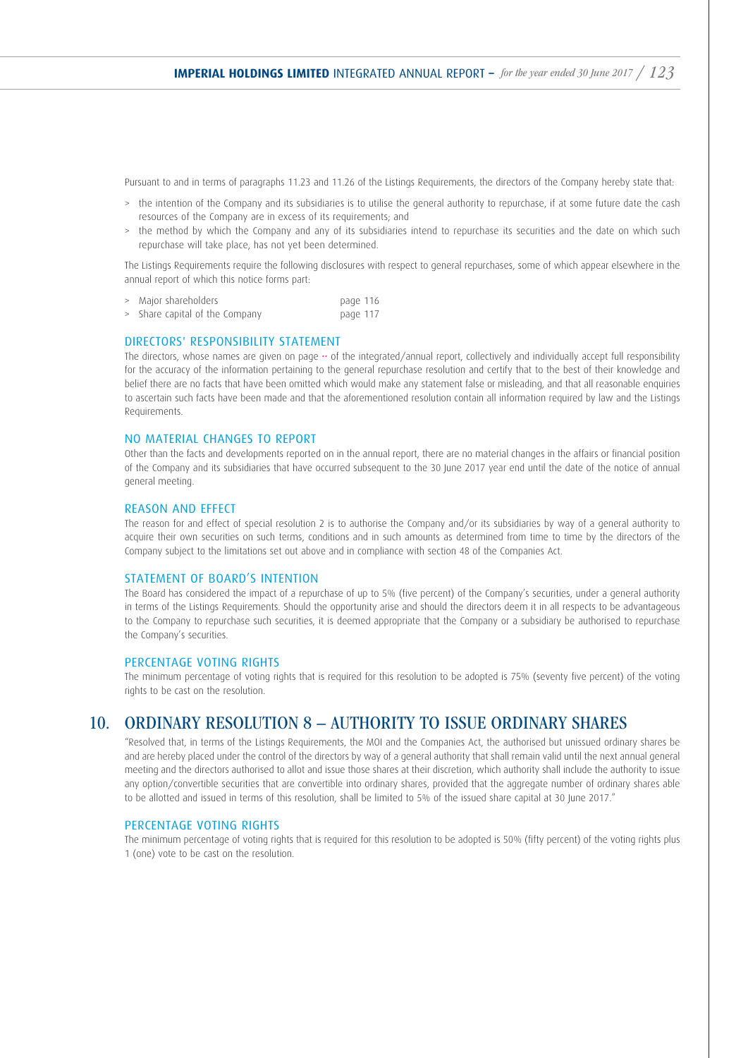Pursuant to and in terms of paragraphs 11.23 and 11.26 of the Listings Requirements, the directors of the Company hereby state that:

> the intention of the Company and its subsidiaries is to utilise the general authority to repurchase, if at some future date the cash resources of the Company are in excess of its requirements; and
> the method by which the Company and any of its subsidiaries intend to repurchase its securities and the date on which such repurchase will take place, has not yet been determined.

The Listings Requirements require the following disclosures with respect to general repurchases, some of which appear elsewhere in the annual report of which this notice forms part:

| | |
|---|---|
| > Major shareholders | page 116 |
| > Share capital of the Company | page 117 |

### DIRECTORS' RESPONSIBILITY STATEMENT

The directors, whose names are given on page ·· of the integrated/annual report, collectively and individually accept full responsibility for the accuracy of the information pertaining to the general repurchase resolution and certify that to the best of their knowledge and belief there are no facts that have been omitted which would make any statement false or misleading, and that all reasonable enquiries to ascertain such facts have been made and that the aforementioned resolution contain all information required by law and the Listings Requirements.

### NO MATERIAL CHANGES TO REPORT

Other than the facts and developments reported on in the annual report, there are no material changes in the affairs or financial position of the Company and its subsidiaries that have occurred subsequent to the 30 June 2017 year end until the date of the notice of annual general meeting.

### REASON AND EFFECT

The reason for and effect of special resolution 2 is to authorise the Company and/or its subsidiaries by way of a general authority to acquire their own securities on such terms, conditions and in such amounts as determined from time to time by the directors of the Company subject to the limitations set out above and in compliance with section 48 of the Companies Act.

### STATEMENT OF BOARD'S INTENTION

The Board has considered the impact of a repurchase of up to 5% (five percent) of the Company's securities, under a general authority in terms of the Listings Requirements. Should the opportunity arise and should the directors deem it in all respects to be advantageous to the Company to repurchase such securities, it is deemed appropriate that the Company or a subsidiary be authorised to repurchase the Company's securities.

### PERCENTAGE VOTING RIGHTS

The minimum percentage of voting rights that is required for this resolution to be adopted is 75% (seventy five percent) of the voting rights to be cast on the resolution.

## 10. ORDINARY RESOLUTION 8 – AUTHORITY TO ISSUE ORDINARY SHARES

"Resolved that, in terms of the Listings Requirements, the MOI and the Companies Act, the authorised but unissued ordinary shares be and are hereby placed under the control of the directors by way of a general authority that shall remain valid until the next annual general meeting and the directors authorised to allot and issue those shares at their discretion, which authority shall include the authority to issue any option/convertible securities that are convertible into ordinary shares, provided that the aggregate number of ordinary shares able to be allotted and issued in terms of this resolution, shall be limited to 5% of the issued share capital at 30 June 2017."

### PERCENTAGE VOTING RIGHTS

The minimum percentage of voting rights that is required for this resolution to be adopted is 50% (fifty percent) of the voting rights plus 1 (one) vote to be cast on the resolution.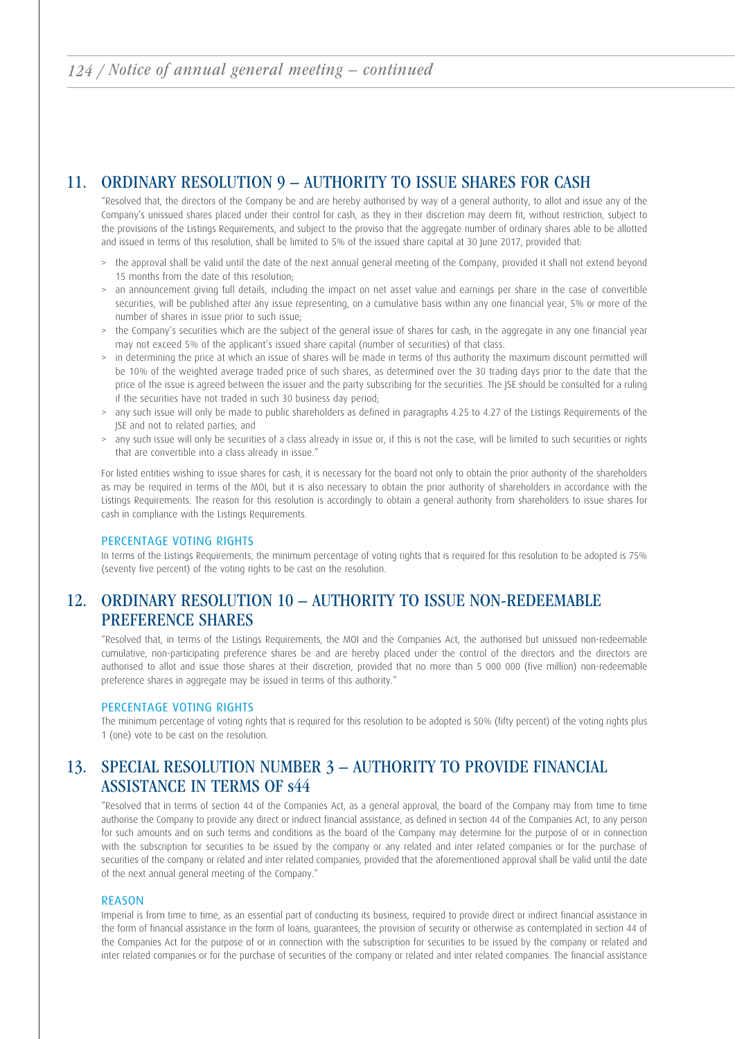## 11. ORDINARY RESOLUTION 9 – AUTHORITY TO ISSUE SHARES FOR CASH

"Resolved that, the directors of the Company be and are hereby authorised by way of a general authority, to allot and issue any of the Company's unissued shares placed under their control for cash, as they in their discretion may deem fit, without restriction, subject to the provisions of the Listings Requirements, and subject to the proviso that the aggregate number of ordinary shares able to be allotted and issued in terms of this resolution, shall be limited to 5% of the issued share capital at 30 June 2017, provided that:

> the approval shall be valid until the date of the next annual general meeting of the Company, provided it shall not extend beyond 15 months from the date of this resolution;

> an announcement giving full details, including the impact on net asset value and earnings per share in the case of convertible securities, will be published after any issue representing, on a cumulative basis within any one financial year, 5% or more of the number of shares in issue prior to such issue;

> the Company's securities which are the subject of the general issue of shares for cash, in the aggregate in any one financial year may not exceed 5% of the applicant's issued share capital (number of securities) of that class.

> in determining the price at which an issue of shares will be made in terms of this authority the maximum discount permitted will be 10% of the weighted average traded price of such shares, as determined over the 30 trading days prior to the date that the price of the issue is agreed between the issuer and the party subscribing for the securities. The JSE should be consulted for a ruling if the securities have not traded in such 30 business day period;

> any such issue will only be made to public shareholders as defined in paragraphs 4.25 to 4.27 of the Listings Requirements of the JSE and not to related parties; and

> any such issue will only be securities of a class already in issue or, if this is not the case, will be limited to such securities or rights that are convertible into a class already in issue."

For listed entities wishing to issue shares for cash, it is necessary for the board not only to obtain the prior authority of the shareholders as may be required in terms of the MOI, but it is also necessary to obtain the prior authority of shareholders in accordance with the Listings Requirements. The reason for this resolution is accordingly to obtain a general authority from shareholders to issue shares for cash in compliance with the Listings Requirements.

### PERCENTAGE VOTING RIGHTS

In terms of the Listings Requirements, the minimum percentage of voting rights that is required for this resolution to be adopted is 75% (seventy five percent) of the voting rights to be cast on the resolution.

## 12. ORDINARY RESOLUTION 10 – AUTHORITY TO ISSUE NON-REDEEMABLE PREFERENCE SHARES

"Resolved that, in terms of the Listings Requirements, the MOI and the Companies Act, the authorised but unissued non-redeemable cumulative, non-participating preference shares be and are hereby placed under the control of the directors and the directors are authorised to allot and issue those shares at their discretion, provided that no more than 5 000 000 (five million) non-redeemable preference shares in aggregate may be issued in terms of this authority."

### PERCENTAGE VOTING RIGHTS

The minimum percentage of voting rights that is required for this resolution to be adopted is 50% (fifty percent) of the voting rights plus 1 (one) vote to be cast on the resolution.

## 13. SPECIAL RESOLUTION NUMBER 3 – AUTHORITY TO PROVIDE FINANCIAL ASSISTANCE IN TERMS OF s44

"Resolved that in terms of section 44 of the Companies Act, as a general approval, the board of the Company may from time to time authorise the Company to provide any direct or indirect financial assistance, as defined in section 44 of the Companies Act, to any person for such amounts and on such terms and conditions as the board of the Company may determine for the purpose of or in connection with the subscription for securities to be issued by the company or any related and inter related companies or for the purchase of securities of the company or related and inter related companies, provided that the aforementioned approval shall be valid until the date of the next annual general meeting of the Company."

### REASON

Imperial is from time to time, as an essential part of conducting its business, required to provide direct or indirect financial assistance in the form of financial assistance in the form of loans, guarantees, the provision of security or otherwise as contemplated in section 44 of the Companies Act for the purpose of or in connection with the subscription for securities to be issued by the company or related and inter related companies or for the purchase of securities of the company or related and inter related companies. The financial assistance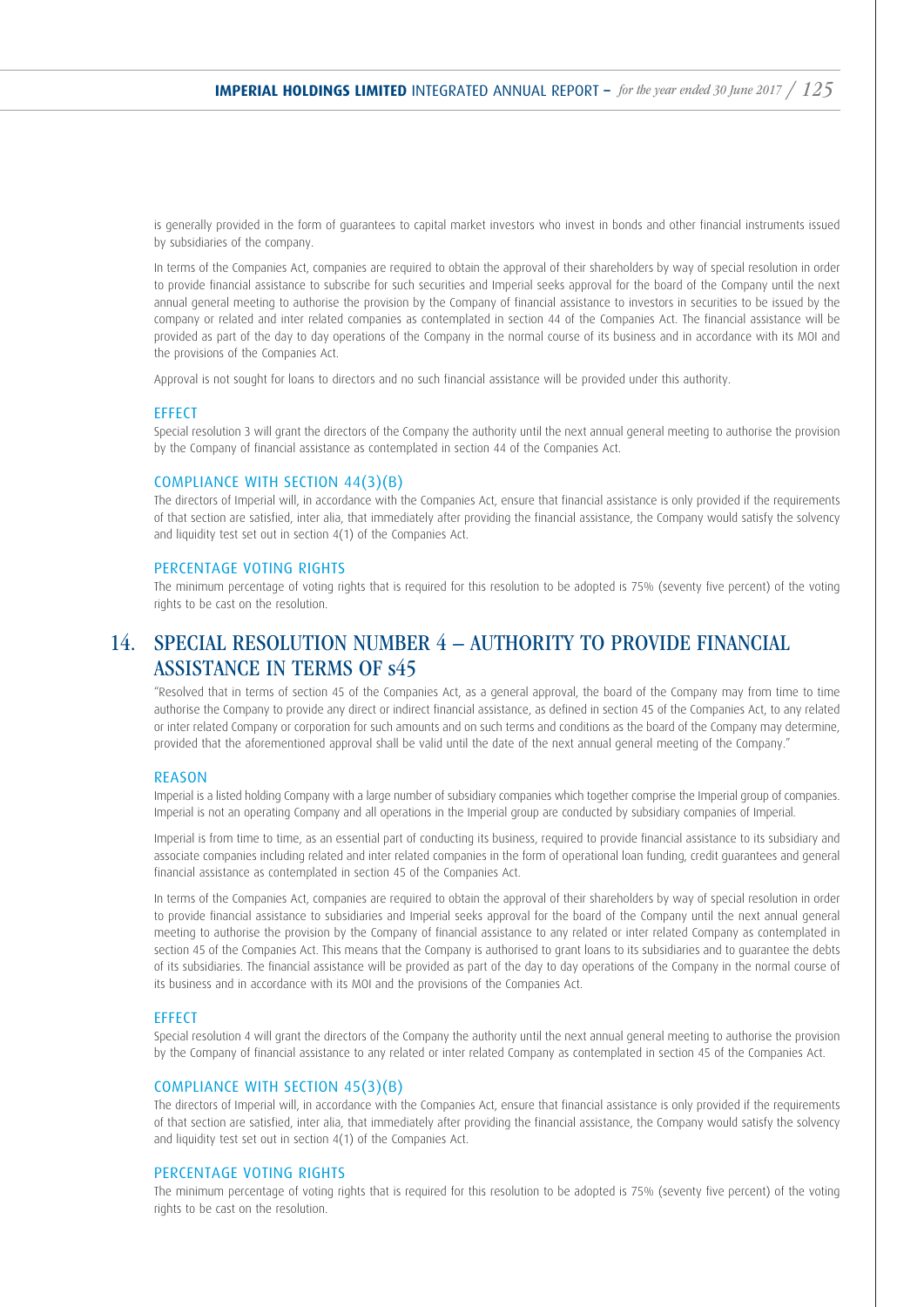is generally provided in the form of guarantees to capital market investors who invest in bonds and other financial instruments issued by subsidiaries of the company.

In terms of the Companies Act, companies are required to obtain the approval of their shareholders by way of special resolution in order to provide financial assistance to subscribe for such securities and Imperial seeks approval for the board of the Company until the next annual general meeting to authorise the provision by the Company of financial assistance to investors in securities to be issued by the company or related and inter related companies as contemplated in section 44 of the Companies Act. The financial assistance will be provided as part of the day to day operations of the Company in the normal course of its business and in accordance with its MOI and the provisions of the Companies Act.

Approval is not sought for loans to directors and no such financial assistance will be provided under this authority.

### EFFECT

Special resolution 3 will grant the directors of the Company the authority until the next annual general meeting to authorise the provision by the Company of financial assistance as contemplated in section 44 of the Companies Act.

### COMPLIANCE WITH SECTION 44(3)(B)

The directors of Imperial will, in accordance with the Companies Act, ensure that financial assistance is only provided if the requirements of that section are satisfied, inter alia, that immediately after providing the financial assistance, the Company would satisfy the solvency and liquidity test set out in section 4(1) of the Companies Act.

### PERCENTAGE VOTING RIGHTS

The minimum percentage of voting rights that is required for this resolution to be adopted is 75% (seventy five percent) of the voting rights to be cast on the resolution.

## 14. SPECIAL RESOLUTION NUMBER 4 – AUTHORITY TO PROVIDE FINANCIAL ASSISTANCE IN TERMS OF s45

"Resolved that in terms of section 45 of the Companies Act, as a general approval, the board of the Company may from time to time authorise the Company to provide any direct or indirect financial assistance, as defined in section 45 of the Companies Act, to any related or inter related Company or corporation for such amounts and on such terms and conditions as the board of the Company may determine, provided that the aforementioned approval shall be valid until the date of the next annual general meeting of the Company."

### REASON

Imperial is a listed holding Company with a large number of subsidiary companies which together comprise the Imperial group of companies. Imperial is not an operating Company and all operations in the Imperial group are conducted by subsidiary companies of Imperial.

Imperial is from time to time, as an essential part of conducting its business, required to provide financial assistance to its subsidiary and associate companies including related and inter related companies in the form of operational loan funding, credit guarantees and general financial assistance as contemplated in section 45 of the Companies Act.

In terms of the Companies Act, companies are required to obtain the approval of their shareholders by way of special resolution in order to provide financial assistance to subsidiaries and Imperial seeks approval for the board of the Company until the next annual general meeting to authorise the provision by the Company of financial assistance to any related or inter related Company as contemplated in section 45 of the Companies Act. This means that the Company is authorised to grant loans to its subsidiaries and to guarantee the debts of its subsidiaries. The financial assistance will be provided as part of the day to day operations of the Company in the normal course of its business and in accordance with its MOI and the provisions of the Companies Act.

### EFFECT

Special resolution 4 will grant the directors of the Company the authority until the next annual general meeting to authorise the provision by the Company of financial assistance to any related or inter related Company as contemplated in section 45 of the Companies Act.

### COMPLIANCE WITH SECTION 45(3)(B)

The directors of Imperial will, in accordance with the Companies Act, ensure that financial assistance is only provided if the requirements of that section are satisfied, inter alia, that immediately after providing the financial assistance, the Company would satisfy the solvency and liquidity test set out in section 4(1) of the Companies Act.

### PERCENTAGE VOTING RIGHTS

The minimum percentage of voting rights that is required for this resolution to be adopted is 75% (seventy five percent) of the voting rights to be cast on the resolution.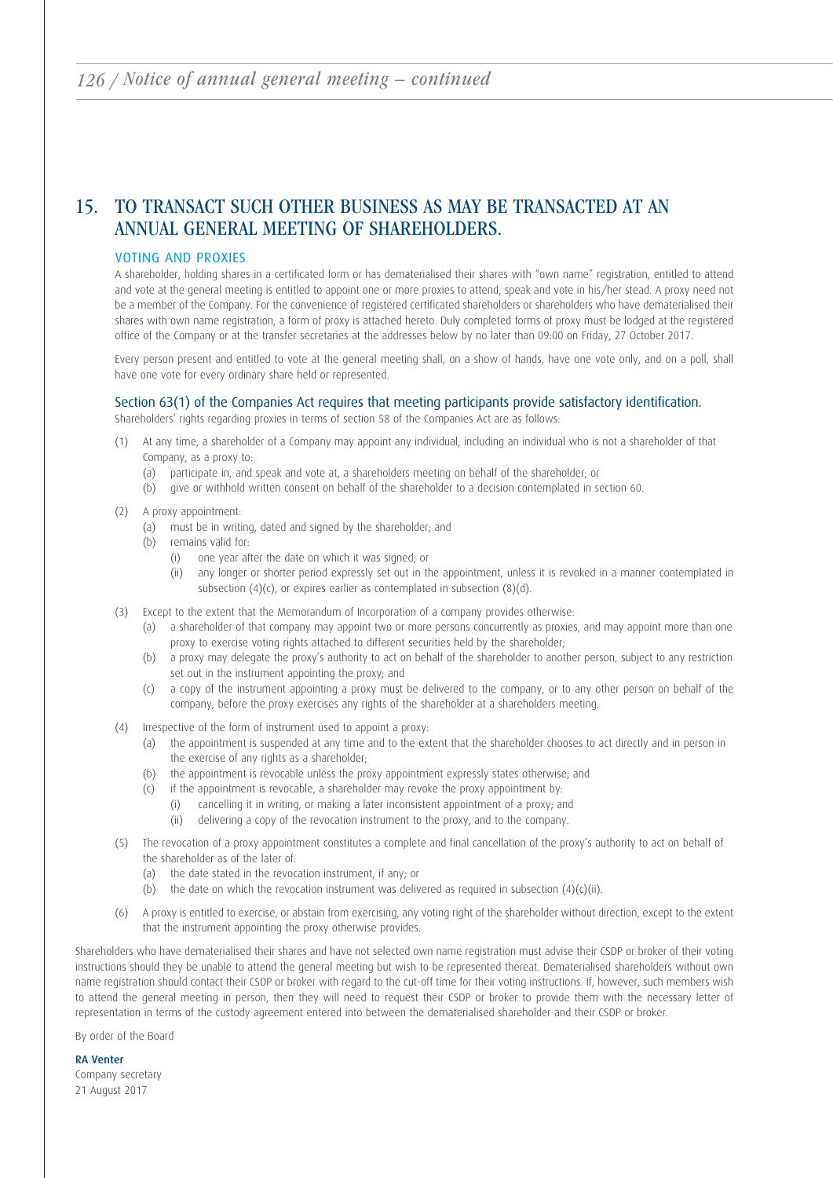## 15. TO TRANSACT SUCH OTHER BUSINESS AS MAY BE TRANSACTED AT AN ANNUAL GENERAL MEETING OF SHAREHOLDERS.

### VOTING AND PROXIES

A shareholder, holding shares in a certificated form or has dematerialised their shares with "own name" registration, entitled to attend and vote at the general meeting is entitled to appoint one or more proxies to attend, speak and vote in his/her stead. A proxy need not be a member of the Company. For the convenience of registered certificated shareholders or shareholders who have dematerialised their shares with own name registration, a form of proxy is attached hereto. Duly completed forms of proxy must be lodged at the registered office of the Company or at the transfer secretaries at the addresses below by no later than 09:00 on Friday, 27 October 2017.

Every person present and entitled to vote at the general meeting shall, on a show of hands, have one vote only, and on a poll, shall have one vote for every ordinary share held or represented.

### Section 63(1) of the Companies Act requires that meeting participants provide satisfactory identification.

Shareholders' rights regarding proxies in terms of section 58 of the Companies Act are as follows:

(1) At any time, a shareholder of a Company may appoint any individual, including an individual who is not a shareholder of that Company, as a proxy to:
   - (a) participate in, and speak and vote at, a shareholders meeting on behalf of the shareholder; or
   - (b) give or withhold written consent on behalf of the shareholder to a decision contemplated in section 60.

(2) A proxy appointment:
   - (a) must be in writing, dated and signed by the shareholder; and
   - (b) remains valid for:
     - (i) one year after the date on which it was signed; or
     - (ii) any longer or shorter period expressly set out in the appointment, unless it is revoked in a manner contemplated in subsection (4)(c), or expires earlier as contemplated in subsection (8)(d).

(3) Except to the extent that the Memorandum of Incorporation of a company provides otherwise:
   - (a) a shareholder of that company may appoint two or more persons concurrently as proxies, and may appoint more than one proxy to exercise voting rights attached to different securities held by the shareholder;
   - (b) a proxy may delegate the proxy's authority to act on behalf of the shareholder to another person, subject to any restriction set out in the instrument appointing the proxy; and
   - (c) a copy of the instrument appointing a proxy must be delivered to the company, or to any other person on behalf of the company, before the proxy exercises any rights of the shareholder at a shareholders meeting.

(4) Irrespective of the form of instrument used to appoint a proxy:
   - (a) the appointment is suspended at any time and to the extent that the shareholder chooses to act directly and in person in the exercise of any rights as a shareholder;
   - (b) the appointment is revocable unless the proxy appointment expressly states otherwise; and
   - (c) if the appointment is revocable, a shareholder may revoke the proxy appointment by:
     - (i) cancelling it in writing, or making a later inconsistent appointment of a proxy; and
     - (ii) delivering a copy of the revocation instrument to the proxy, and to the company.

(5) The revocation of a proxy appointment constitutes a complete and final cancellation of the proxy's authority to act on behalf of the shareholder as of the later of:
   - (a) the date stated in the revocation instrument, if any; or
   - (b) the date on which the revocation instrument was delivered as required in subsection (4)(c)(ii).

(6) A proxy is entitled to exercise, or abstain from exercising, any voting right of the shareholder without direction, except to the extent that the instrument appointing the proxy otherwise provides.

Shareholders who have dematerialised their shares and have not selected own name registration must advise their CSDP or broker of their voting instructions should they be unable to attend the general meeting but wish to be represented thereat. Dematerialised shareholders without own name registration should contact their CSDP or broker with regard to the cut-off time for their voting instructions. If, however, such members wish to attend the general meeting in person, then they will need to request their CSDP or broker to provide them with the necessary letter of representation in terms of the custody agreement entered into between the dematerialised shareholder and their CSDP or broker.

By order of the Board

**RA Venter**
Company secretary
21 August 2017